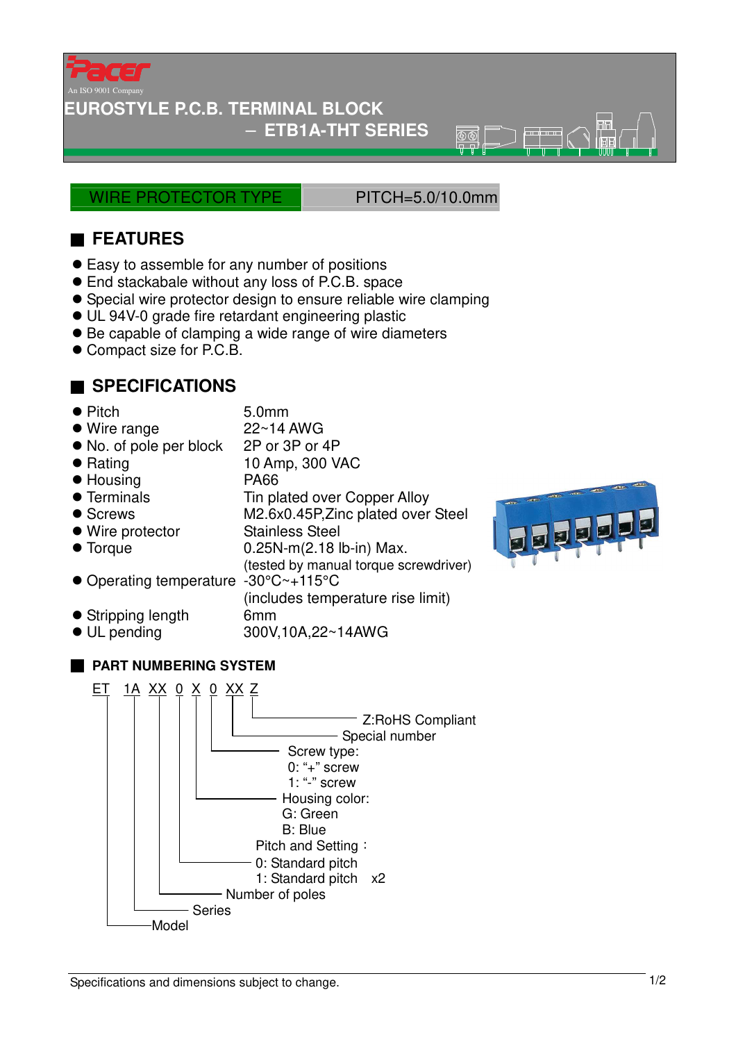Pacer

An ISO 9001 Company

# EUROSTYLE P.C.B. TERMINAL BLOCK

## － ETB1A-THT SERIES

| WIRE PROTECTOR TYPE | PITCH=5.0/10.0mm |
|---|---|

## ■ FEATURES

- Easy to assemble for any number of positions
- End stackabale without any loss of P.C.B. space
- Special wire protector design to ensure reliable wire clamping
- UL 94V-0 grade fire retardant engineering plastic
- Be capable of clamping a wide range of wire diameters
- Compact size for P.C.B.

## ■ SPECIFICATIONS

| | |
|---|---|
| ● Pitch | 5.0mm |
| ● Wire range | 22~14 AWG |
| ● No. of pole per block | 2P or 3P or 4P |
| ● Rating | 10 Amp, 300 VAC |
| ● Housing | PA66 |
| ● Terminals | Tin plated over Copper Alloy |
| ● Screws | M2.6x0.45P,Zinc plated over Steel |
| ● Wire protector | Stainless Steel |
| ● Torque | 0.25N-m(2.18 lb-in) Max. (tested by manual torque screwdriver) |
| ● Operating temperature | -30°C~+115°C (includes temperature rise limit) |
| ● Stripping length | 6mm |
| ● UL pending | 300V,10A,22~14AWG |

## ■ PART NUMBERING SYSTEM

ET 1A XX 0 X 0 XX Z

- ET — Model
- 1A — Series
- XX — Number of poles
- 0 — Pitch and Setting：
  - 0: Standard pitch
  - 1: Standard pitch x2
- X — Housing color:
  - G: Green
  - B: Blue
- 0 — Screw type:
  - 0: "+" screw
  - 1: "-" screw
- XX — Special number
- Z — Z:RoHS Compliant

Specifications and dimensions subject to change.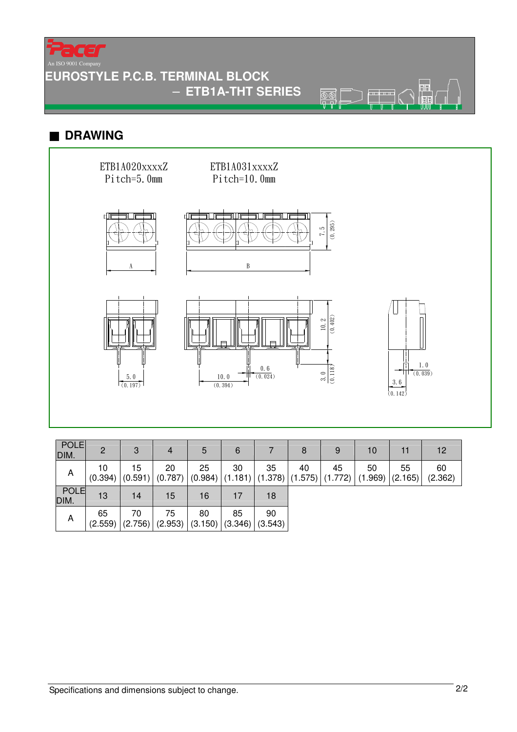# EUROSTYLE P.C.B. TERMINAL BLOCK

## – ETB1A-THT SERIES

## ■ DRAWING

ETB1A020xxxxZ
Pitch=5.0mm

ETB1A031xxxxZ
Pitch=10.0mm

A

B

7.5
(0.295)

10.2
(0.402)

3.0
(0.118)

5.0
(0.197)

10.0
(0.394)

0.6
(0.024)

1.0
(0.039)

3.6
(0.142)

| POLE DIM. | 2 | 3 | 4 | 5 | 6 | 7 | 8 | 9 | 10 | 11 | 12 |
|---|---|---|---|---|---|---|---|---|---|---|---|
| A | 10 (0.394) | 15 (0.591) | 20 (0.787) | 25 (0.984) | 30 (1.181) | 35 (1.378) | 40 (1.575) | 45 (1.772) | 50 (1.969) | 55 (2.165) | 60 (2.362) |
| POLE DIM. | 13 | 14 | 15 | 16 | 17 | 18 | | | | | |
| A | 65 (2.559) | 70 (2.756) | 75 (2.953) | 80 (3.150) | 85 (3.346) | 90 (3.543) | | | | | |

Specifications and dimensions subject to change.